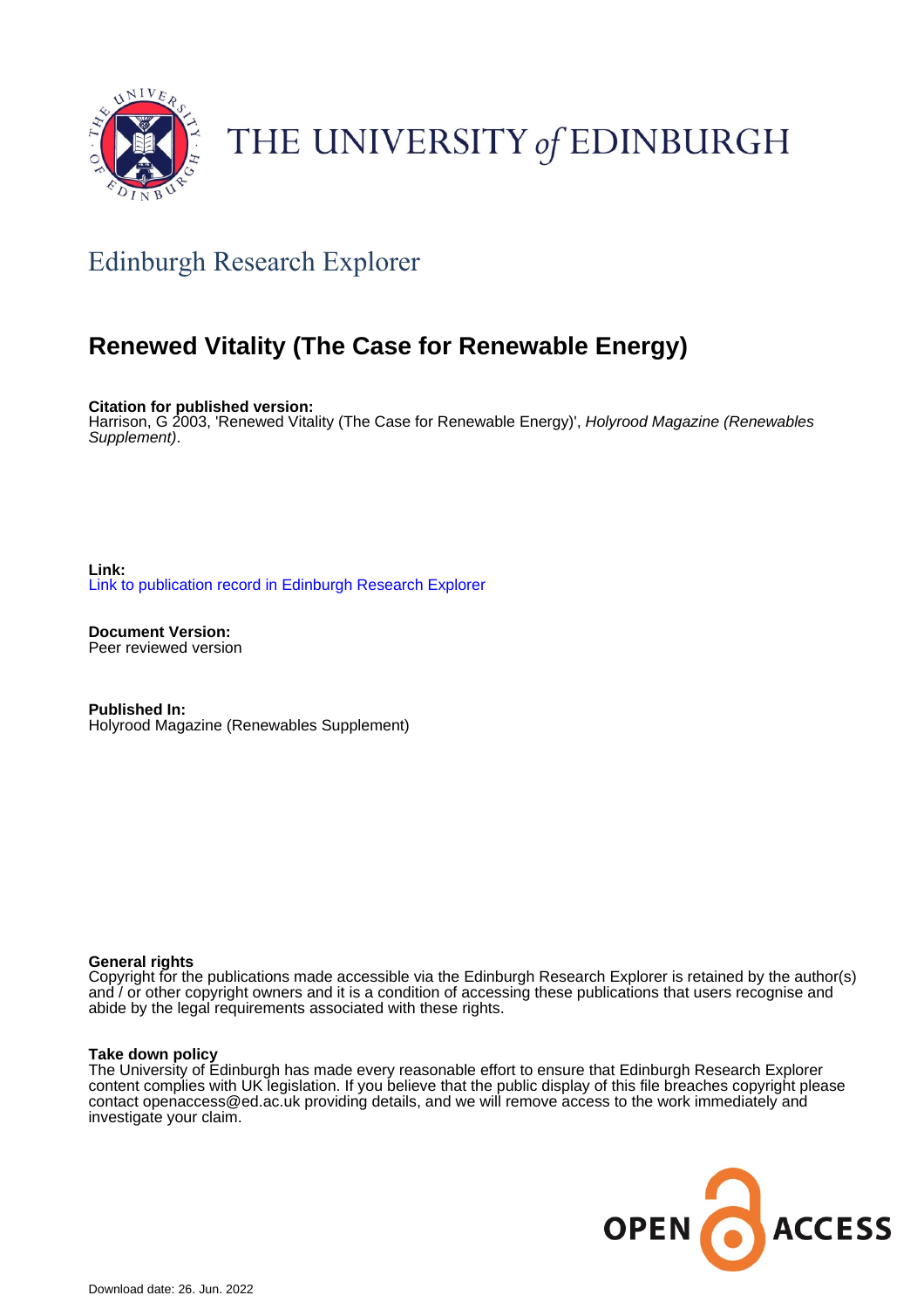THE UNIVERSITY *of* EDINBURGH

## Edinburgh Research Explorer

# Renewed Vitality (The Case for Renewable Energy)

**Citation for published version:**
Harrison, G 2003, 'Renewed Vitality (The Case for Renewable Energy)', *Holyrood Magazine (Renewables Supplement)*.

**Link:**
Link to publication record in Edinburgh Research Explorer

**Document Version:**
Peer reviewed version

**Published In:**
Holyrood Magazine (Renewables Supplement)

**General rights**
Copyright for the publications made accessible via the Edinburgh Research Explorer is retained by the author(s) and / or other copyright owners and it is a condition of accessing these publications that users recognise and abide by the legal requirements associated with these rights.

**Take down policy**
The University of Edinburgh has made every reasonable effort to ensure that Edinburgh Research Explorer content complies with UK legislation. If you believe that the public display of this file breaches copyright please contact openaccess@ed.ac.uk providing details, and we will remove access to the work immediately and investigate your claim.

OPEN ACCESS

Download date: 26. Jun. 2022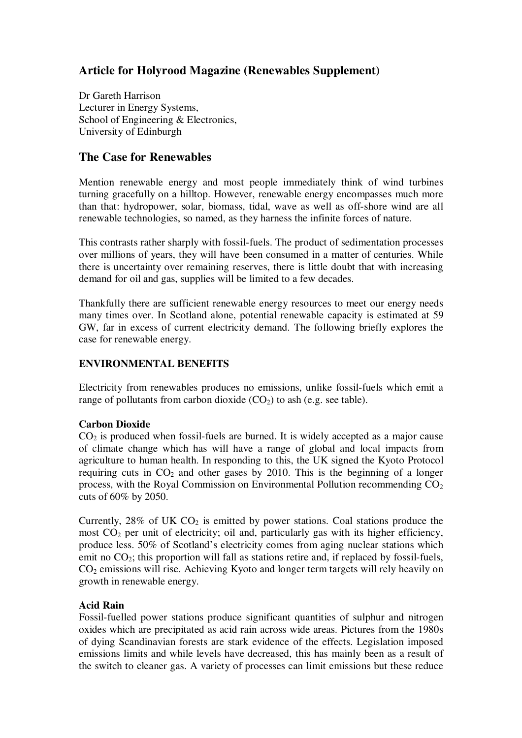## Article for Holyrood Magazine (Renewables Supplement)

Dr Gareth Harrison
Lecturer in Energy Systems,
School of Engineering & Electronics,
University of Edinburgh

# The Case for Renewables

Mention renewable energy and most people immediately think of wind turbines turning gracefully on a hilltop. However, renewable energy encompasses much more than that: hydropower, solar, biomass, tidal, wave as well as off-shore wind are all renewable technologies, so named, as they harness the infinite forces of nature.

This contrasts rather sharply with fossil-fuels. The product of sedimentation processes over millions of years, they will have been consumed in a matter of centuries. While there is uncertainty over remaining reserves, there is little doubt that with increasing demand for oil and gas, supplies will be limited to a few decades.

Thankfully there are sufficient renewable energy resources to meet our energy needs many times over. In Scotland alone, potential renewable capacity is estimated at 59 GW, far in excess of current electricity demand. The following briefly explores the case for renewable energy.

### ENVIRONMENTAL BENEFITS

Electricity from renewables produces no emissions, unlike fossil-fuels which emit a range of pollutants from carbon dioxide ($CO_2$) to ash (e.g. see table).

**Carbon Dioxide**

$CO_2$ is produced when fossil-fuels are burned. It is widely accepted as a major cause of climate change which has will have a range of global and local impacts from agriculture to human health. In responding to this, the UK signed the Kyoto Protocol requiring cuts in $CO_2$ and other gases by 2010. This is the beginning of a longer process, with the Royal Commission on Environmental Pollution recommending $CO_2$ cuts of 60% by 2050.

Currently, 28% of UK $CO_2$ is emitted by power stations. Coal stations produce the most $CO_2$ per unit of electricity; oil and, particularly gas with its higher efficiency, produce less. 50% of Scotland's electricity comes from aging nuclear stations which emit no $CO_2$; this proportion will fall as stations retire and, if replaced by fossil-fuels, $CO_2$ emissions will rise. Achieving Kyoto and longer term targets will rely heavily on growth in renewable energy.

**Acid Rain**

Fossil-fuelled power stations produce significant quantities of sulphur and nitrogen oxides which are precipitated as acid rain across wide areas. Pictures from the 1980s of dying Scandinavian forests are stark evidence of the effects. Legislation imposed emissions limits and while levels have decreased, this has mainly been as a result of the switch to cleaner gas. A variety of processes can limit emissions but these reduce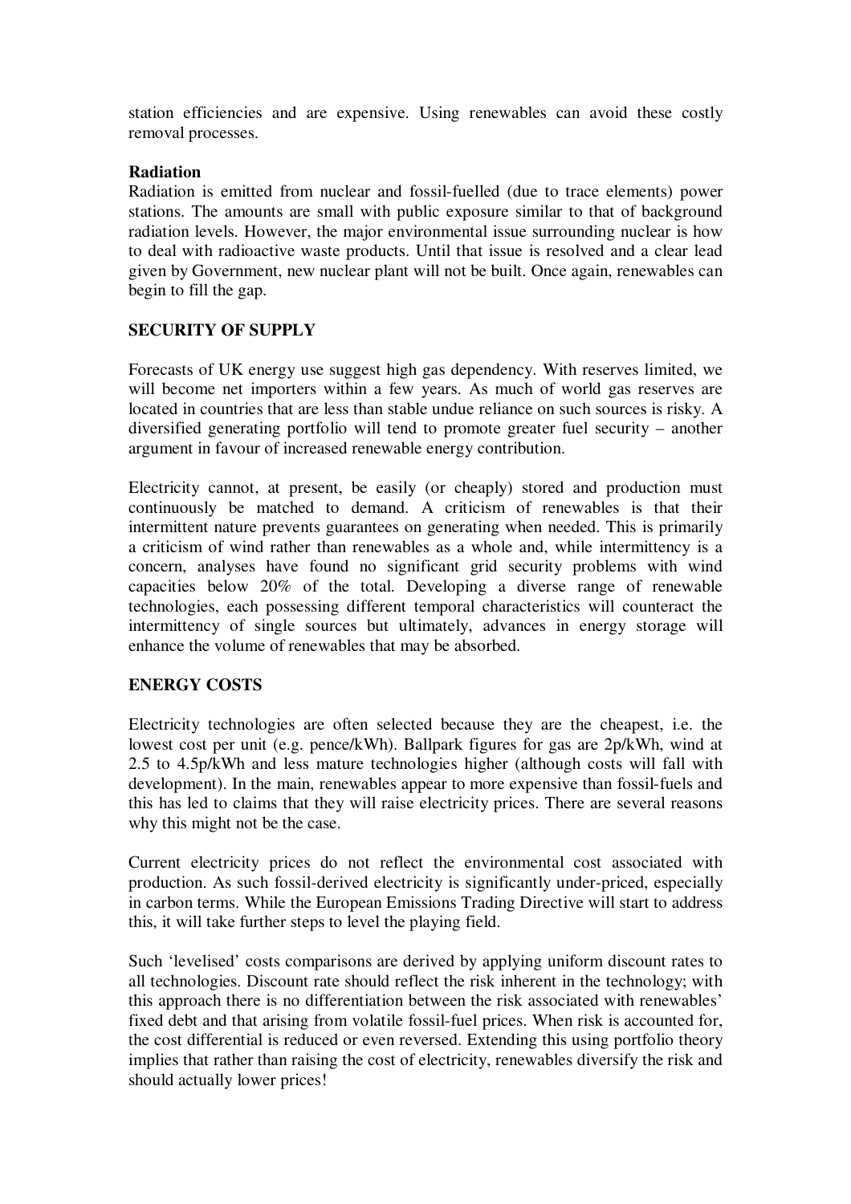station efficiencies and are expensive. Using renewables can avoid these costly removal processes.

**Radiation**

Radiation is emitted from nuclear and fossil-fuelled (due to trace elements) power stations. The amounts are small with public exposure similar to that of background radiation levels. However, the major environmental issue surrounding nuclear is how to deal with radioactive waste products. Until that issue is resolved and a clear lead given by Government, new nuclear plant will not be built. Once again, renewables can begin to fill the gap.

## SECURITY OF SUPPLY

Forecasts of UK energy use suggest high gas dependency. With reserves limited, we will become net importers within a few years. As much of world gas reserves are located in countries that are less than stable undue reliance on such sources is risky. A diversified generating portfolio will tend to promote greater fuel security – another argument in favour of increased renewable energy contribution.

Electricity cannot, at present, be easily (or cheaply) stored and production must continuously be matched to demand. A criticism of renewables is that their intermittent nature prevents guarantees on generating when needed. This is primarily a criticism of wind rather than renewables as a whole and, while intermittency is a concern, analyses have found no significant grid security problems with wind capacities below 20% of the total. Developing a diverse range of renewable technologies, each possessing different temporal characteristics will counteract the intermittency of single sources but ultimately, advances in energy storage will enhance the volume of renewables that may be absorbed.

## ENERGY COSTS

Electricity technologies are often selected because they are the cheapest, i.e. the lowest cost per unit (e.g. pence/kWh). Ballpark figures for gas are 2p/kWh, wind at 2.5 to 4.5p/kWh and less mature technologies higher (although costs will fall with development). In the main, renewables appear to more expensive than fossil-fuels and this has led to claims that they will raise electricity prices. There are several reasons why this might not be the case.

Current electricity prices do not reflect the environmental cost associated with production. As such fossil-derived electricity is significantly under-priced, especially in carbon terms. While the European Emissions Trading Directive will start to address this, it will take further steps to level the playing field.

Such 'levelised' costs comparisons are derived by applying uniform discount rates to all technologies. Discount rate should reflect the risk inherent in the technology; with this approach there is no differentiation between the risk associated with renewables' fixed debt and that arising from volatile fossil-fuel prices. When risk is accounted for, the cost differential is reduced or even reversed. Extending this using portfolio theory implies that rather than raising the cost of electricity, renewables diversify the risk and should actually lower prices!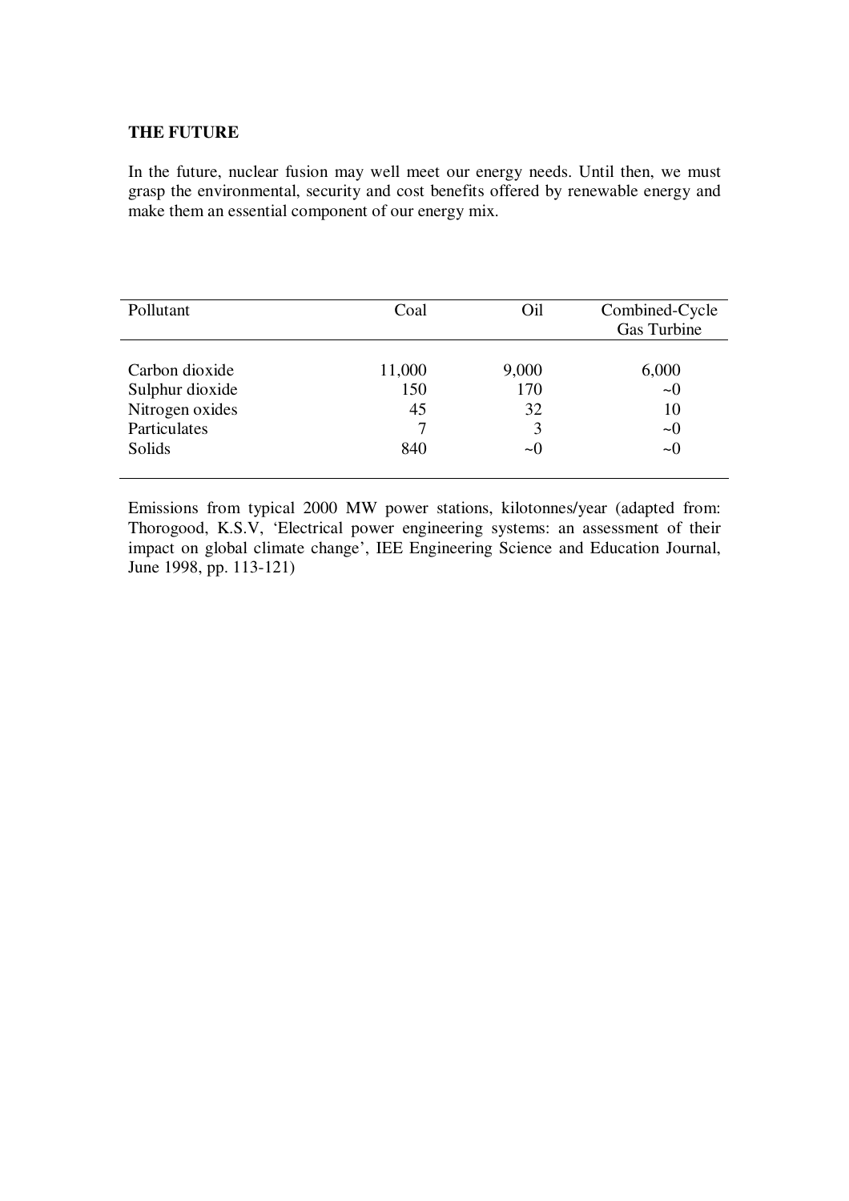## THE FUTURE

In the future, nuclear fusion may well meet our energy needs. Until then, we must grasp the environmental, security and cost benefits offered by renewable energy and make them an essential component of our energy mix.

| Pollutant | Coal | Oil | Combined-Cycle Gas Turbine |
|---|---|---|---|
| Carbon dioxide | 11,000 | 9,000 | 6,000 |
| Sulphur dioxide | 150 | 170 | ~0 |
| Nitrogen oxides | 45 | 32 | 10 |
| Particulates | 7 | 3 | ~0 |
| Solids | 840 | ~0 | ~0 |

Emissions from typical 2000 MW power stations, kilotonnes/year (adapted from: Thorogood, K.S.V, 'Electrical power engineering systems: an assessment of their impact on global climate change', IEE Engineering Science and Education Journal, June 1998, pp. 113-121)